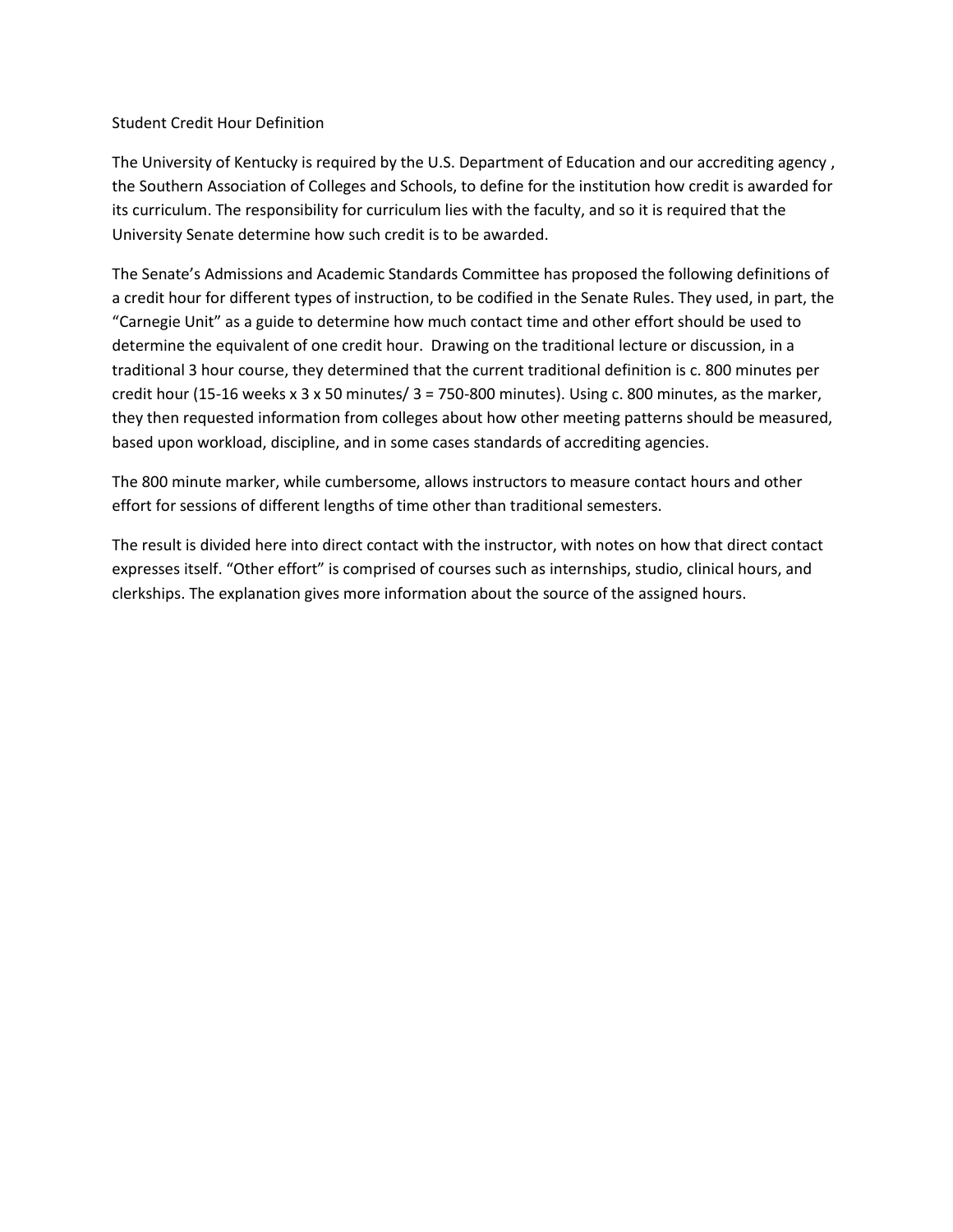# Student Credit Hour Definition

The University of Kentucky is required by the U.S. Department of Education and our accrediting agency , the Southern Association of Colleges and Schools, to define for the institution how credit is awarded for its curriculum. The responsibility for curriculum lies with the faculty, and so it is required that the University Senate determine how such credit is to be awarded.

The Senate's Admissions and Academic Standards Committee has proposed the following definitions of a credit hour for different types of instruction, to be codified in the Senate Rules. They used, in part, the "Carnegie Unit" as a guide to determine how much contact time and other effort should be used to determine the equivalent of one credit hour. Drawing on the traditional lecture or discussion, in a traditional 3 hour course, they determined that the current traditional definition is c. 800 minutes per credit hour (15-16 weeks x 3 x 50 minutes/ 3 = 750-800 minutes). Using c. 800 minutes, as the marker, they then requested information from colleges about how other meeting patterns should be measured, based upon workload, discipline, and in some cases standards of accrediting agencies.

The 800 minute marker, while cumbersome, allows instructors to measure contact hours and other effort for sessions of different lengths of time other than traditional semesters.

The result is divided here into direct contact with the instructor, with notes on how that direct contact expresses itself. "Other effort" is comprised of courses such as internships, studio, clinical hours, and clerkships. The explanation gives more information about the source of the assigned hours.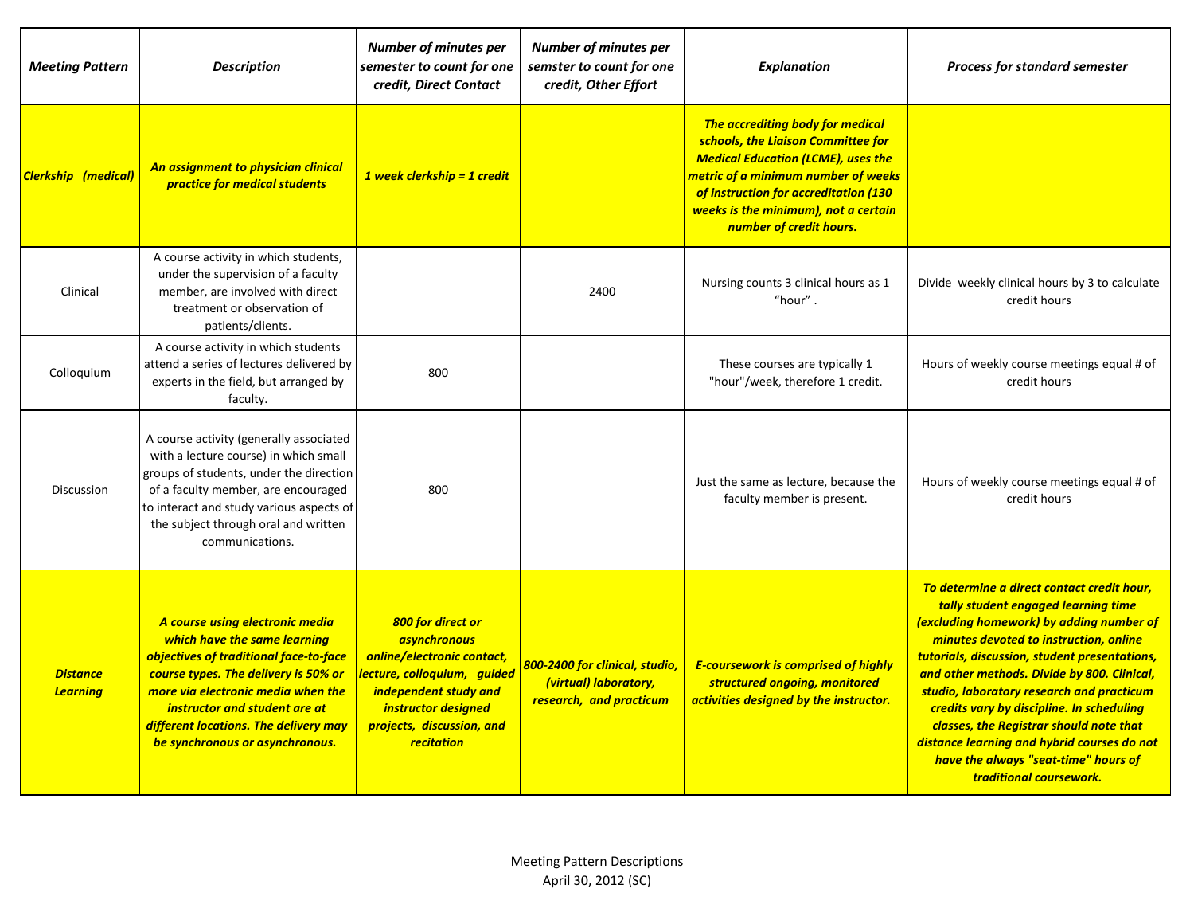| *Meeting Pattern* | *Description* | *Number of minutes per semester to count for one credit, Direct Contact* | *Number of minutes per semster to count for one credit, Other Effort* | *Explanation* | *Process for standard semester* |
|---|---|---|---|---|---|
| ***Clerkship (medical)*** | ***An assignment to physician clinical practice for medical students*** | ***1 week clerkship = 1 credit*** | | ***The accrediting body for medical schools, the Liaison Committee for Medical Education (LCME), uses the metric of a minimum number of weeks of instruction for accreditation (130 weeks is the minimum), not a certain number of credit hours.*** | |
| Clinical | A course activity in which students, under the supervision of a faculty member, are involved with direct treatment or observation of patients/clients. | | 2400 | Nursing counts 3 clinical hours as 1 "hour" . | Divide weekly clinical hours by 3 to calculate credit hours |
| Colloquium | A course activity in which students attend a series of lectures delivered by experts in the field, but arranged by faculty. | 800 | | These courses are typically 1 "hour"/week, therefore 1 credit. | Hours of weekly course meetings equal # of credit hours |
| Discussion | A course activity (generally associated with a lecture course) in which small groups of students, under the direction of a faculty member, are encouraged to interact and study various aspects of the subject through oral and written communications. | 800 | | Just the same as lecture, because the faculty member is present. | Hours of weekly course meetings equal # of credit hours |
| ***Distance Learning*** | ***A course using electronic media which have the same learning objectives of traditional face-to-face course types. The delivery is 50% or more via electronic media when the instructor and student are at different locations. The delivery may be synchronous or asynchronous.*** | ***800 for direct or asynchronous online/electronic contact, lecture, colloquium, guided independent study and instructor designed projects, discussion, and recitation*** | ***800-2400 for clinical, studio, (virtual) laboratory, research, and practicum*** | ***E-coursework is comprised of highly structured ongoing, monitored activities designed by the instructor.*** | ***To determine a direct contact credit hour, tally student engaged learning time (excluding homework) by adding number of minutes devoted to instruction, online tutorials, discussion, student presentations, and other methods. Divide by 800. Clinical, studio, laboratory research and practicum credits vary by discipline. In scheduling classes, the Registrar should note that distance learning and hybrid courses do not have the always "seat-time" hours of traditional coursework.*** |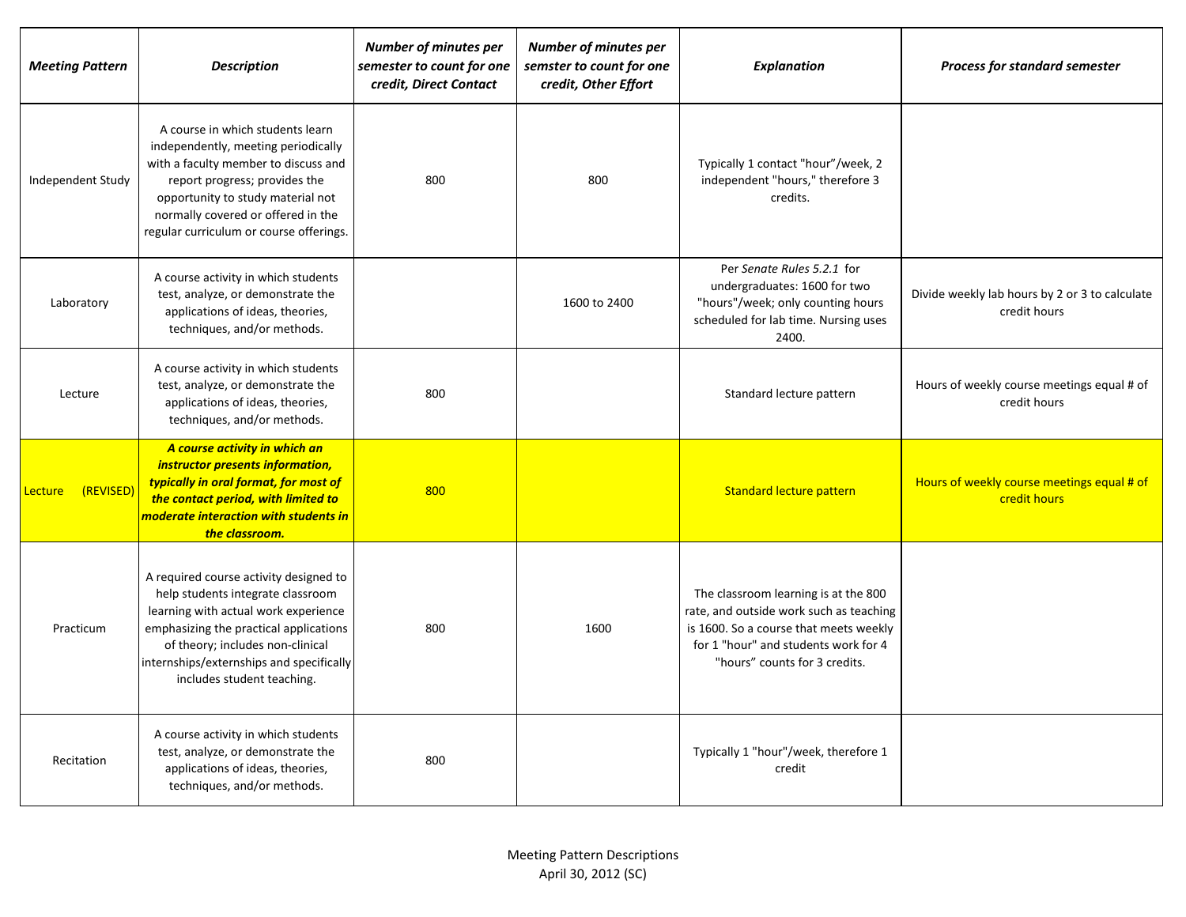| *Meeting Pattern* | *Description* | *Number of minutes per semester to count for one credit, Direct Contact* | *Number of minutes per semster to count for one credit, Other Effort* | *Explanation* | *Process for standard semester* |
|---|---|---|---|---|---|
| Independent Study | A course in which students learn independently, meeting periodically with a faculty member to discuss and report progress; provides the opportunity to study material not normally covered or offered in the regular curriculum or course offerings. | 800 | 800 | Typically 1 contact "hour"/week, 2 independent "hours," therefore 3 credits. | |
| Laboratory | A course activity in which students test, analyze, or demonstrate the applications of ideas, theories, techniques, and/or methods. | | 1600 to 2400 | Per *Senate Rules 5.2.1* for undergraduates: 1600 for two "hours"/week; only counting hours scheduled for lab time. Nursing uses 2400. | Divide weekly lab hours by 2 or 3 to calculate credit hours |
| Lecture | A course activity in which students test, analyze, or demonstrate the applications of ideas, theories, techniques, and/or methods. | 800 | | Standard lecture pattern | Hours of weekly course meetings equal # of credit hours |
| Lecture (REVISED) | ***A course activity in which an instructor presents information, typically in oral format, for most of the contact period, with limited to moderate interaction with students in the classroom.*** | 800 | | Standard lecture pattern | Hours of weekly course meetings equal # of credit hours |
| Practicum | A required course activity designed to help students integrate classroom learning with actual work experience emphasizing the practical applications of theory; includes non-clinical internships/externships and specifically includes student teaching. | 800 | 1600 | The classroom learning is at the 800 rate, and outside work such as teaching is 1600. So a course that meets weekly for 1 "hour" and students work for 4 "hours" counts for 3 credits. | |
| Recitation | A course activity in which students test, analyze, or demonstrate the applications of ideas, theories, techniques, and/or methods. | 800 | | Typically 1 "hour"/week, therefore 1 credit | |

Meeting Pattern Descriptions
April 30, 2012 (SC)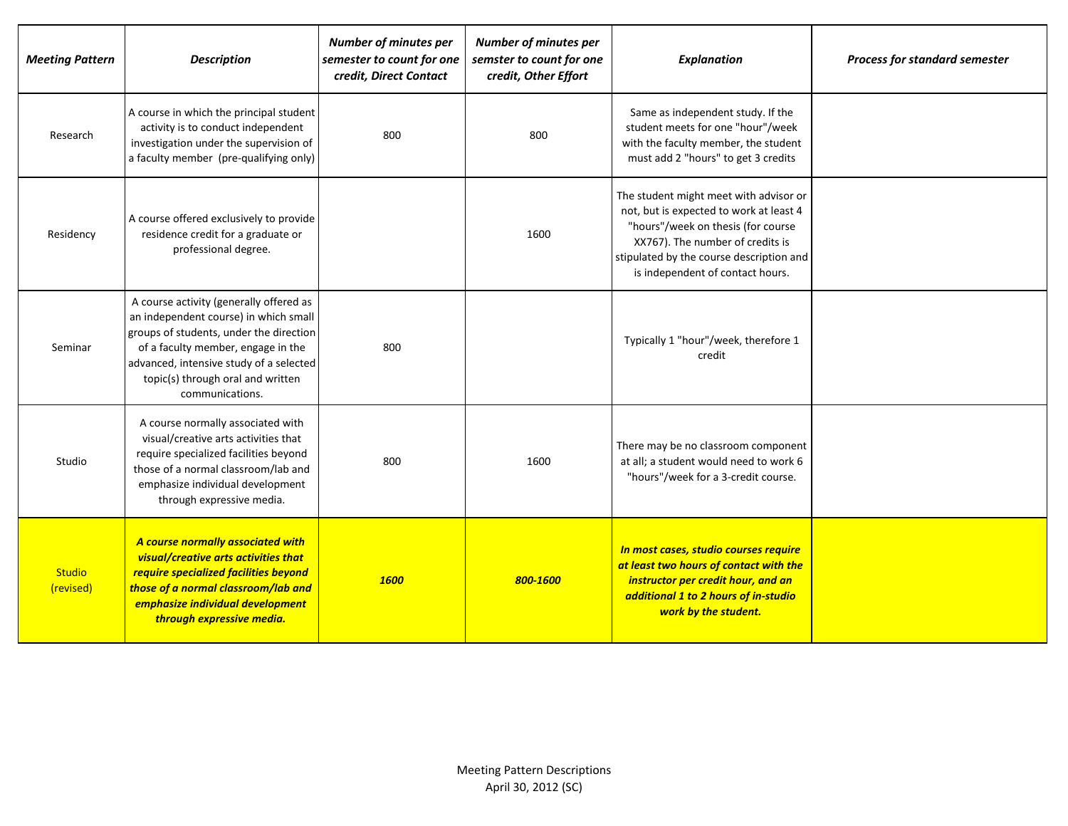| *Meeting Pattern* | *Description* | *Number of minutes per semester to count for one credit, Direct Contact* | *Number of minutes per semster to count for one credit, Other Effort* | *Explanation* | *Process for standard semester* |
|---|---|---|---|---|---|
| Research | A course in which the principal student activity is to conduct independent investigation under the supervision of a faculty member (pre-qualifying only) | 800 | 800 | Same as independent study. If the student meets for one "hour"/week with the faculty member, the student must add 2 "hours" to get 3 credits | |
| Residency | A course offered exclusively to provide residence credit for a graduate or professional degree. | | 1600 | The student might meet with advisor or not, but is expected to work at least 4 "hours"/week on thesis (for course XX767). The number of credits is stipulated by the course description and is independent of contact hours. | |
| Seminar | A course activity (generally offered as an independent course) in which small groups of students, under the direction of a faculty member, engage in the advanced, intensive study of a selected topic(s) through oral and written communications. | 800 | | Typically 1 "hour"/week, therefore 1 credit | |
| Studio | A course normally associated with visual/creative arts activities that require specialized facilities beyond those of a normal classroom/lab and emphasize individual development through expressive media. | 800 | 1600 | There may be no classroom component at all; a student would need to work 6 "hours"/week for a 3-credit course. | |
| Studio (revised) | ***A course normally associated with visual/creative arts activities that require specialized facilities beyond those of a normal classroom/lab and emphasize individual development through expressive media.*** | ***1600*** | ***800-1600*** | ***In most cases, studio courses require at least two hours of contact with the instructor per credit hour, and an additional 1 to 2 hours of in-studio work by the student.*** | |

Meeting Pattern Descriptions
April 30, 2012 (SC)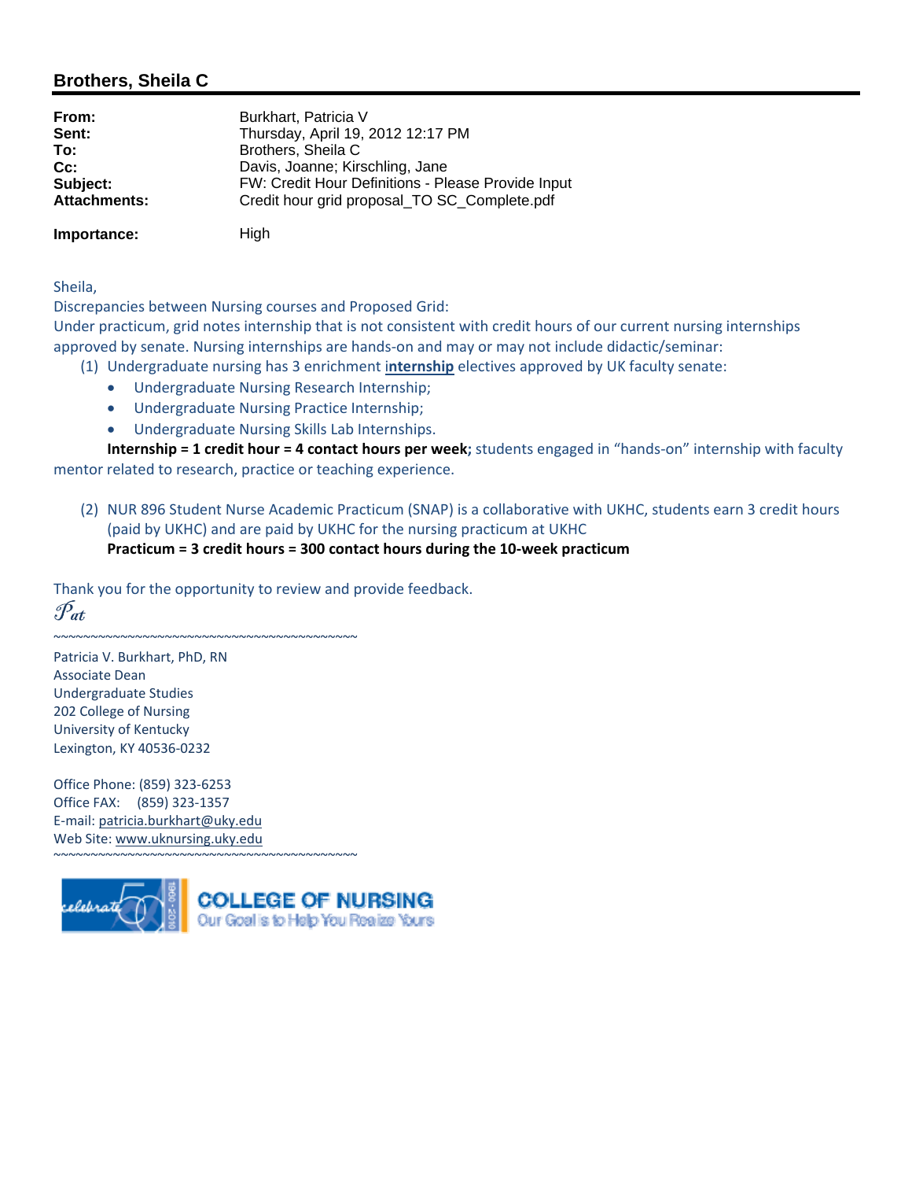## Brothers, Sheila C

| | |
|---|---|
| **From:** | Burkhart, Patricia V |
| **Sent:** | Thursday, April 19, 2012 12:17 PM |
| **To:** | Brothers, Sheila C |
| **Cc:** | Davis, Joanne; Kirschling, Jane |
| **Subject:** | FW: Credit Hour Definitions - Please Provide Input |
| **Attachments:** | Credit hour grid proposal_TO SC_Complete.pdf |
| **Importance:** | High |

Sheila,

Discrepancies between Nursing courses and Proposed Grid:

Under practicum, grid notes internship that is not consistent with credit hours of our current nursing internships approved by senate. Nursing internships are hands-on and may or may not include didactic/seminar:

(1) Undergraduate nursing has 3 enrichment **internship** electives approved by UK faculty senate:

- Undergraduate Nursing Research Internship;
- Undergraduate Nursing Practice Internship;
- Undergraduate Nursing Skills Lab Internships.

**Internship = 1 credit hour = 4 contact hours per week;** students engaged in "hands-on" internship with faculty mentor related to research, practice or teaching experience.

(2) NUR 896 Student Nurse Academic Practicum (SNAP) is a collaborative with UKHC, students earn 3 credit hours (paid by UKHC) and are paid by UKHC for the nursing practicum at UKHC

**Practicum = 3 credit hours = 300 contact hours during the 10-week practicum**

Thank you for the opportunity to review and provide feedback.

*Pat*

~~~~~~~~~~~~~~~~~~~~~~~~~~~~~~~~~~~~~~~~~~~~

Patricia V. Burkhart, PhD, RN
Associate Dean
Undergraduate Studies
202 College of Nursing
University of Kentucky
Lexington, KY 40536-0232

Office Phone: (859) 323-6253
Office FAX: (859) 323-1357
E-mail: patricia.burkhart@uky.edu
Web Site: www.uknursing.uky.edu

~~~~~~~~~~~~~~~~~~~~~~~~~~~~~~~~~~~~~~~~~~~~

celebrate 50 1960 - 2010 COLLEGE OF NURSING Our Goal is to Help You Realize Yours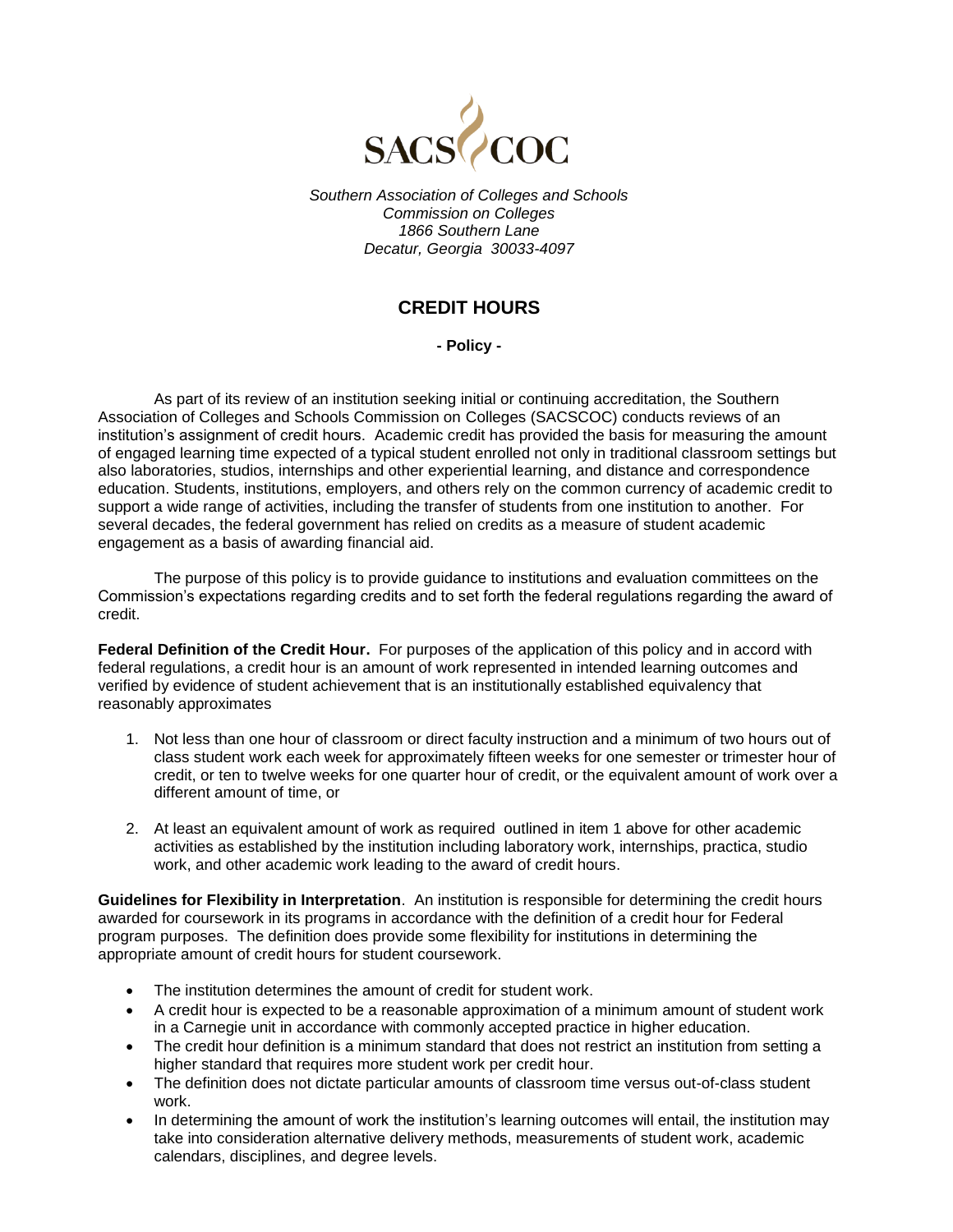SACS COC

*Southern Association of Colleges and Schools*
*Commission on Colleges*
*1866 Southern Lane*
*Decatur, Georgia 30033-4097*

# CREDIT HOURS

**- Policy -**

As part of its review of an institution seeking initial or continuing accreditation, the Southern Association of Colleges and Schools Commission on Colleges (SACSCOC) conducts reviews of an institution's assignment of credit hours. Academic credit has provided the basis for measuring the amount of engaged learning time expected of a typical student enrolled not only in traditional classroom settings but also laboratories, studios, internships and other experiential learning, and distance and correspondence education. Students, institutions, employers, and others rely on the common currency of academic credit to support a wide range of activities, including the transfer of students from one institution to another. For several decades, the federal government has relied on credits as a measure of student academic engagement as a basis of awarding financial aid.

The purpose of this policy is to provide guidance to institutions and evaluation committees on the Commission's expectations regarding credits and to set forth the federal regulations regarding the award of credit.

**Federal Definition of the Credit Hour.** For purposes of the application of this policy and in accord with federal regulations, a credit hour is an amount of work represented in intended learning outcomes and verified by evidence of student achievement that is an institutionally established equivalency that reasonably approximates

1. Not less than one hour of classroom or direct faculty instruction and a minimum of two hours out of class student work each week for approximately fifteen weeks for one semester or trimester hour of credit, or ten to twelve weeks for one quarter hour of credit, or the equivalent amount of work over a different amount of time, or
2. At least an equivalent amount of work as required outlined in item 1 above for other academic activities as established by the institution including laboratory work, internships, practica, studio work, and other academic work leading to the award of credit hours.

**Guidelines for Flexibility in Interpretation**. An institution is responsible for determining the credit hours awarded for coursework in its programs in accordance with the definition of a credit hour for Federal program purposes. The definition does provide some flexibility for institutions in determining the appropriate amount of credit hours for student coursework.

- The institution determines the amount of credit for student work.
- A credit hour is expected to be a reasonable approximation of a minimum amount of student work in a Carnegie unit in accordance with commonly accepted practice in higher education.
- The credit hour definition is a minimum standard that does not restrict an institution from setting a higher standard that requires more student work per credit hour.
- The definition does not dictate particular amounts of classroom time versus out-of-class student work.
- In determining the amount of work the institution's learning outcomes will entail, the institution may take into consideration alternative delivery methods, measurements of student work, academic calendars, disciplines, and degree levels.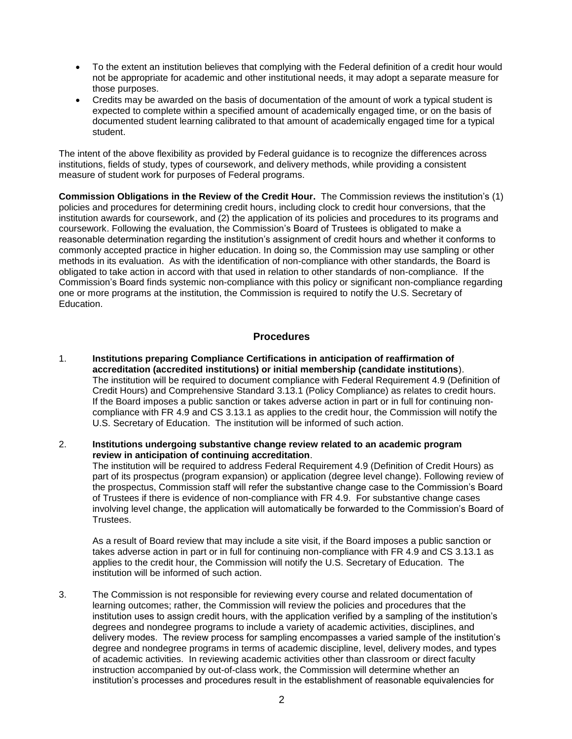- To the extent an institution believes that complying with the Federal definition of a credit hour would not be appropriate for academic and other institutional needs, it may adopt a separate measure for those purposes.
- Credits may be awarded on the basis of documentation of the amount of work a typical student is expected to complete within a specified amount of academically engaged time, or on the basis of documented student learning calibrated to that amount of academically engaged time for a typical student.

The intent of the above flexibility as provided by Federal guidance is to recognize the differences across institutions, fields of study, types of coursework, and delivery methods, while providing a consistent measure of student work for purposes of Federal programs.

**Commission Obligations in the Review of the Credit Hour.** The Commission reviews the institution's (1) policies and procedures for determining credit hours, including clock to credit hour conversions, that the institution awards for coursework, and (2) the application of its policies and procedures to its programs and coursework. Following the evaluation, the Commission's Board of Trustees is obligated to make a reasonable determination regarding the institution's assignment of credit hours and whether it conforms to commonly accepted practice in higher education. In doing so, the Commission may use sampling or other methods in its evaluation. As with the identification of non-compliance with other standards, the Board is obligated to take action in accord with that used in relation to other standards of non-compliance. If the Commission's Board finds systemic non-compliance with this policy or significant non-compliance regarding one or more programs at the institution, the Commission is required to notify the U.S. Secretary of Education.

## Procedures

1. **Institutions preparing Compliance Certifications in anticipation of reaffirmation of accreditation (accredited institutions) or initial membership (candidate institutions**).
   The institution will be required to document compliance with Federal Requirement 4.9 (Definition of Credit Hours) and Comprehensive Standard 3.13.1 (Policy Compliance) as relates to credit hours. If the Board imposes a public sanction or takes adverse action in part or in full for continuing non-compliance with FR 4.9 and CS 3.13.1 as applies to the credit hour, the Commission will notify the U.S. Secretary of Education. The institution will be informed of such action.

2. **Institutions undergoing substantive change review related to an academic program review in anticipation of continuing accreditation**.
   The institution will be required to address Federal Requirement 4.9 (Definition of Credit Hours) as part of its prospectus (program expansion) or application (degree level change). Following review of the prospectus, Commission staff will refer the substantive change case to the Commission's Board of Trustees if there is evidence of non-compliance with FR 4.9. For substantive change cases involving level change, the application will automatically be forwarded to the Commission's Board of Trustees.

   As a result of Board review that may include a site visit, if the Board imposes a public sanction or takes adverse action in part or in full for continuing non-compliance with FR 4.9 and CS 3.13.1 as applies to the credit hour, the Commission will notify the U.S. Secretary of Education. The institution will be informed of such action.

3. The Commission is not responsible for reviewing every course and related documentation of learning outcomes; rather, the Commission will review the policies and procedures that the institution uses to assign credit hours, with the application verified by a sampling of the institution's degrees and nondegree programs to include a variety of academic activities, disciplines, and delivery modes. The review process for sampling encompasses a varied sample of the institution's degree and nondegree programs in terms of academic discipline, level, delivery modes, and types of academic activities. In reviewing academic activities other than classroom or direct faculty instruction accompanied by out-of-class work, the Commission will determine whether an institution's processes and procedures result in the establishment of reasonable equivalencies for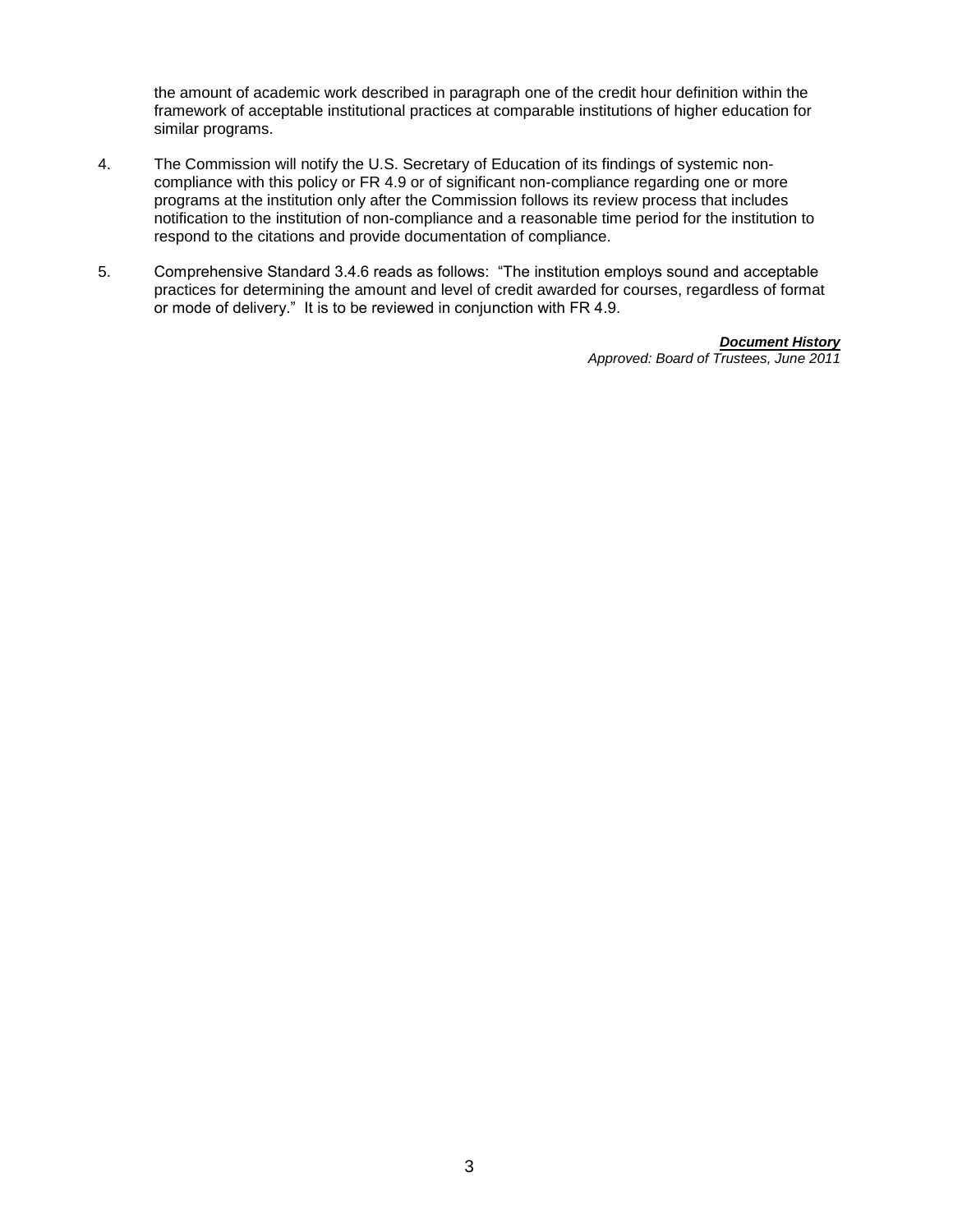the amount of academic work described in paragraph one of the credit hour definition within the framework of acceptable institutional practices at comparable institutions of higher education for similar programs.

4. The Commission will notify the U.S. Secretary of Education of its findings of systemic non-compliance with this policy or FR 4.9 or of significant non-compliance regarding one or more programs at the institution only after the Commission follows its review process that includes notification to the institution of non-compliance and a reasonable time period for the institution to respond to the citations and provide documentation of compliance.

5. Comprehensive Standard 3.4.6 reads as follows: "The institution employs sound and acceptable practices for determining the amount and level of credit awarded for courses, regardless of format or mode of delivery." It is to be reviewed in conjunction with FR 4.9.

***Document History***
*Approved: Board of Trustees, June 2011*